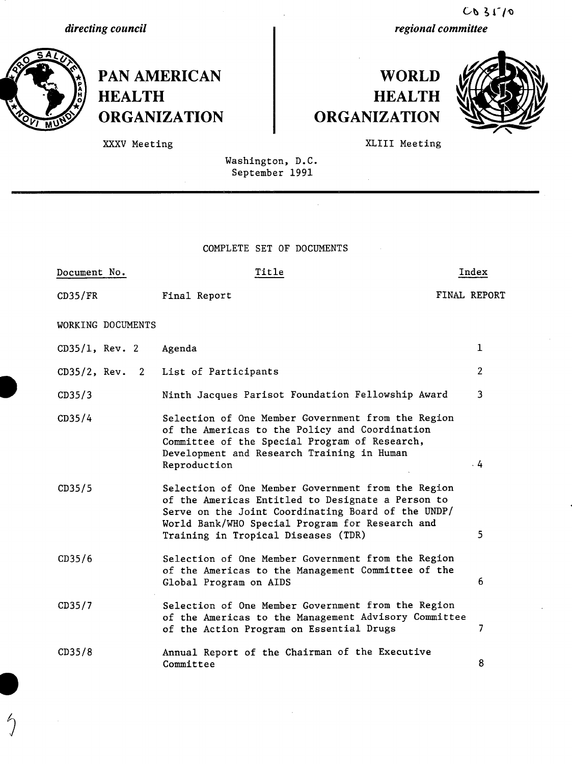CD 35/10

*directing council* | *regional committee*

# PAN AMERICAN HEALTH ORGANIZATION | WORLD HEALTH ORGANIZATION

XXXV Meeting | XLIII Meeting

Washington, D.C.
September 1991

COMPLETE SET OF DOCUMENTS

| Document No. | Title | Index |
| --- | --- | --- |
| CD35/FR | Final Report | FINAL REPORT |
| WORKING DOCUMENTS | | |
| CD35/1, Rev. 2 | Agenda | 1 |
| CD35/2, Rev. 2 | List of Participants | 2 |
| CD35/3 | Ninth Jacques Parisot Foundation Fellowship Award | 3 |
| CD35/4 | Selection of One Member Government from the Region of the Americas to the Policy and Coordination Committee of the Special Program of Research, Development and Research Training in Human Reproduction | 4 |
| CD35/5 | Selection of One Member Government from the Region of the Americas Entitled to Designate a Person to Serve on the Joint Coordinating Board of the UNDP/World Bank/WHO Special Program for Research and Training in Tropical Diseases (TDR) | 5 |
| CD35/6 | Selection of One Member Government from the Region of the Americas to the Management Committee of the Global Program on AIDS | 6 |
| CD35/7 | Selection of One Member Government from the Region of the Americas to the Management Advisory Committee of the Action Program on Essential Drugs | 7 |
| CD35/8 | Annual Report of the Chairman of the Executive Committee | 8 |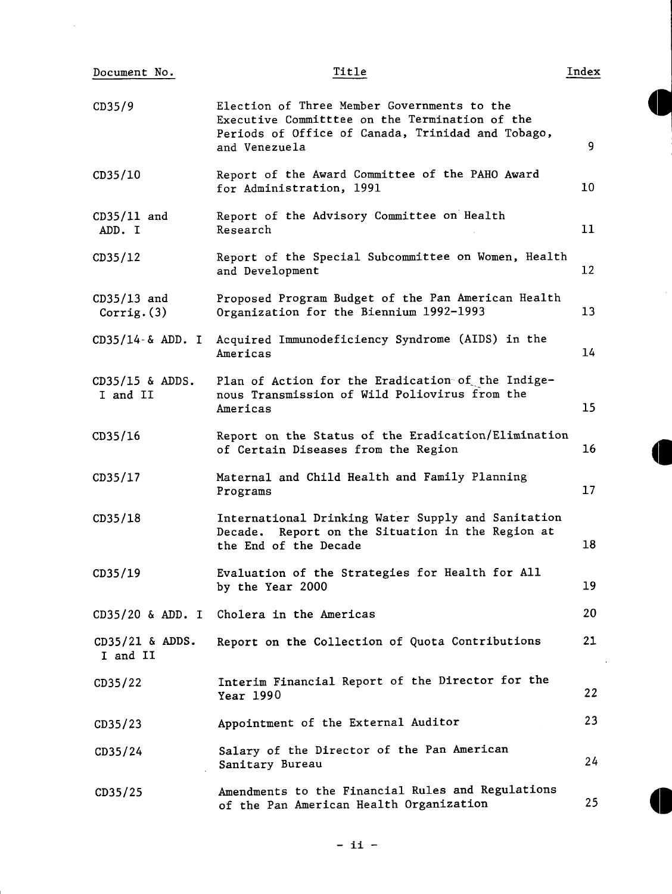| Document No. | Title | Index |
|---|---|---|
| CD35/9 | Election of Three Member Governments to the Executive Committtee on the Termination of the Periods of Office of Canada, Trinidad and Tobago, and Venezuela | 9 |
| CD35/10 | Report of the Award Committee of the PAHO Award for Administration, 1991 | 10 |
| CD35/11 and ADD. I | Report of the Advisory Committee on Health Research | 11 |
| CD35/12 | Report of the Special Subcommittee on Women, Health and Development | 12 |
| CD35/13 and Corrig.(3) | Proposed Program Budget of the Pan American Health Organization for the Biennium 1992-1993 | 13 |
| CD35/14 & ADD. I | Acquired Immunodeficiency Syndrome (AIDS) in the Americas | 14 |
| CD35/15 & ADDS. I and II | Plan of Action for the Eradication of the Indigenous Transmission of Wild Poliovirus from the Americas | 15 |
| CD35/16 | Report on the Status of the Eradication/Elimination of Certain Diseases from the Region | 16 |
| CD35/17 | Maternal and Child Health and Family Planning Programs | 17 |
| CD35/18 | International Drinking Water Supply and Sanitation Decade. Report on the Situation in the Region at the End of the Decade | 18 |
| CD35/19 | Evaluation of the Strategies for Health for All by the Year 2000 | 19 |
| CD35/20 & ADD. I | Cholera in the Americas | 20 |
| CD35/21 & ADDS. I and II | Report on the Collection of Quota Contributions | 21 |
| CD35/22 | Interim Financial Report of the Director for the Year 1990 | 22 |
| CD35/23 | Appointment of the External Auditor | 23 |
| CD35/24 | Salary of the Director of the Pan American Sanitary Bureau | 24 |
| CD35/25 | Amendments to the Financial Rules and Regulations of the Pan American Health Organization | 25 |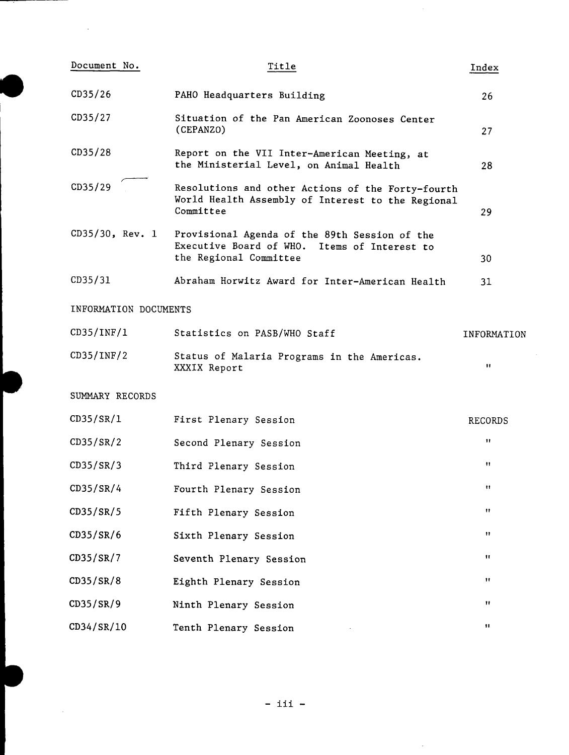| Document No. | Title | Index |
|---|---|---|
| CD35/26 | PAHO Headquarters Building | 26 |
| CD35/27 | Situation of the Pan American Zoonoses Center (CEPANZO) | 27 |
| CD35/28 | Report on the VII Inter-American Meeting, at the Ministerial Level, on Animal Health | 28 |
| CD35/29 | Resolutions and other Actions of the Forty-fourth World Health Assembly of Interest to the Regional Committee | 29 |
| CD35/30, Rev. 1 | Provisional Agenda of the 89th Session of the Executive Board of WHO. Items of Interest to the Regional Committee | 30 |
| CD35/31 | Abraham Horwitz Award for Inter-American Health | 31 |
| INFORMATION DOCUMENTS | | |
| CD35/INF/1 | Statistics on PASB/WHO Staff | INFORMATION |
| CD35/INF/2 | Status of Malaria Programs in the Americas. XXXIX Report | " |
| SUMMARY RECORDS | | |
| CD35/SR/1 | First Plenary Session | RECORDS |
| CD35/SR/2 | Second Plenary Session | " |
| CD35/SR/3 | Third Plenary Session | " |
| CD35/SR/4 | Fourth Plenary Session | " |
| CD35/SR/5 | Fifth Plenary Session | " |
| CD35/SR/6 | Sixth Plenary Session | " |
| CD35/SR/7 | Seventh Plenary Session | " |
| CD35/SR/8 | Eighth Plenary Session | " |
| CD35/SR/9 | Ninth Plenary Session | " |
| CD34/SR/10 | Tenth Plenary Session | " |